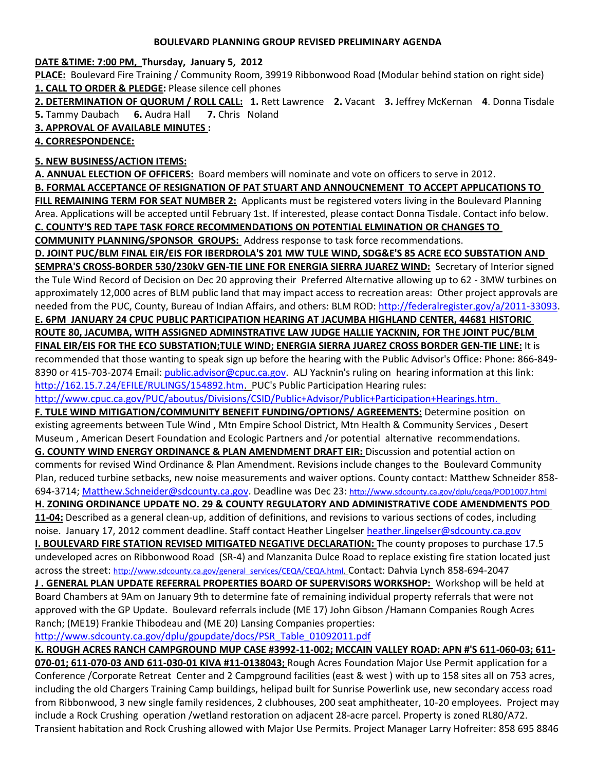# BOULEVARD PLANNING GROUP REVISED PRELIMINARY AGENDA

**DATE &TIME: 7:00 PM, Thursday, January 5, 2012**

**PLACE:** Boulevard Fire Training / Community Room, 39919 Ribbonwood Road (Modular behind station on right side)

**1. CALL TO ORDER & PLEDGE:** Please silence cell phones

**2. DETERMINATION OF QUORUM / ROLL CALL:** **1.** Rett Lawrence **2.** Vacant **3.** Jeffrey McKernan **4**. Donna Tisdale **5.** Tammy Daubach **6.** Audra Hall **7.** Chris Noland

**3. APPROVAL OF AVAILABLE MINUTES :**

**4. CORRESPONDENCE:**

**5. NEW BUSINESS/ACTION ITEMS:**

**A. ANNUAL ELECTION OF OFFICERS:** Board members will nominate and vote on officers to serve in 2012.

**B. FORMAL ACCEPTANCE OF RESIGNATION OF PAT STUART AND ANNOUCNEMENT TO ACCEPT APPLICATIONS TO FILL REMAINING TERM FOR SEAT NUMBER 2:** Applicants must be registered voters living in the Boulevard Planning Area. Applications will be accepted until February 1st. If interested, please contact Donna Tisdale. Contact info below.

**C. COUNTY'S RED TAPE TASK FORCE RECOMMENDATIONS ON POTENTIAL ELMINATION OR CHANGES TO COMMUNITY PLANNING/SPONSOR GROUPS:** Address response to task force recommendations.

**D. JOINT PUC/BLM FINAL EIR/EIS FOR IBERDROLA'S 201 MW TULE WIND, SDG&E'S 85 ACRE ECO SUBSTATION AND SEMPRA'S CROSS-BORDER 530/230kV GEN-TIE LINE FOR ENERGIA SIERRA JUAREZ WIND:** Secretary of Interior signed the Tule Wind Record of Decision on Dec 20 approving their Preferred Alternative allowing up to 62 - 3MW turbines on approximately 12,000 acres of BLM public land that may impact access to recreation areas: Other project approvals are needed from the PUC, County, Bureau of Indian Affairs, and others: BLM ROD: http://federalregister.gov/a/2011-33093.

**E. 6PM JANUARY 24 CPUC PUBLIC PARTICIPATION HEARING AT JACUMBA HIGHLAND CENTER, 44681 HISTORIC ROUTE 80, JACUMBA, WITH ASSIGNED ADMINSTRATIVE LAW JUDGE HALLIE YACKNIN, FOR THE JOINT PUC/BLM FINAL EIR/EIS FOR THE ECO SUBSTATION;TULE WIND; ENERGIA SIERRA JUAREZ CROSS BORDER GEN-TIE LINE:** It is recommended that those wanting to speak sign up before the hearing with the Public Advisor's Office: Phone: 866-849-8390 or 415-703-2074 Email: public.advisor@cpuc.ca.gov. ALJ Yacknin's ruling on hearing information at this link: http://162.15.7.24/EFILE/RULINGS/154892.htm. PUC's Public Participation Hearing rules: http://www.cpuc.ca.gov/PUC/aboutus/Divisions/CSID/Public+Advisor/Public+Participation+Hearings.htm.

**F. TULE WIND MITIGATION/COMMUNITY BENEFIT FUNDING/OPTIONS/ AGREEMENTS:** Determine position on existing agreements between Tule Wind , Mtn Empire School District, Mtn Health & Community Services , Desert Museum , American Desert Foundation and Ecologic Partners and /or potential alternative recommendations.

**G. COUNTY WIND ENERGY ORDINANCE & PLAN AMENDMENT DRAFT EIR:** Discussion and potential action on comments for revised Wind Ordinance & Plan Amendment. Revisions include changes to the Boulevard Community Plan, reduced turbine setbacks, new noise measurements and waiver options. County contact: Matthew Schneider 858-694-3714; Matthew.Schneider@sdcounty.ca.gov. Deadline was Dec 23: http://www.sdcounty.ca.gov/dplu/ceqa/POD1007.html

**H. ZONING ORDINANCE UPDATE NO. 29 & COUNTY REGULATORY AND ADMINISTRATIVE CODE AMENDMENTS POD 11-04:** Described as a general clean-up, addition of definitions, and revisions to various sections of codes, including noise. January 17, 2012 comment deadline. Staff contact Heather Lingelser heather.lingelser@sdcounty.ca.gov

**I. BOULEVARD FIRE STATION REVISED MITIGATED NEGATIVE DECLARATION:** The county proposes to purchase 17.5 undeveloped acres on Ribbonwood Road (SR-4) and Manzanita Dulce Road to replace existing fire station located just across the street: http://www.sdcounty.ca.gov/general_services/CEQA/CEQA.html. Contact: Dahvia Lynch 858-694-2047

**J . GENERAL PLAN UPDATE REFERRAL PROPERTIES BOARD OF SUPERVISORS WORKSHOP:** Workshop will be held at Board Chambers at 9Am on January 9th to determine fate of remaining individual property referrals that were not approved with the GP Update. Boulevard referrals include (ME 17) John Gibson /Hamann Companies Rough Acres Ranch; (ME19) Frankie Thibodeau and (ME 20) Lansing Companies properties: http://www.sdcounty.ca.gov/dplu/gpupdate/docs/PSR_Table_01092011.pdf

**K. ROUGH ACRES RANCH CAMPGROUND MUP CASE #3992-11-002; MCCAIN VALLEY ROAD: APN #'S 611-060-03; 611-070-01; 611-070-03 AND 611-030-01 KIVA #11-0138043;** Rough Acres Foundation Major Use Permit application for a Conference /Corporate Retreat Center and 2 Campground facilities (east & west ) with up to 158 sites all on 753 acres, including the old Chargers Training Camp buildings, helipad built for Sunrise Powerlink use, new secondary access road from Ribbonwood, 3 new single family residences, 2 clubhouses, 200 seat amphitheater, 10-20 employees. Project may include a Rock Crushing operation /wetland restoration on adjacent 28-acre parcel. Property is zoned RL80/A72. Transient habitation and Rock Crushing allowed with Major Use Permits. Project Manager Larry Hofreiter: 858 695 8846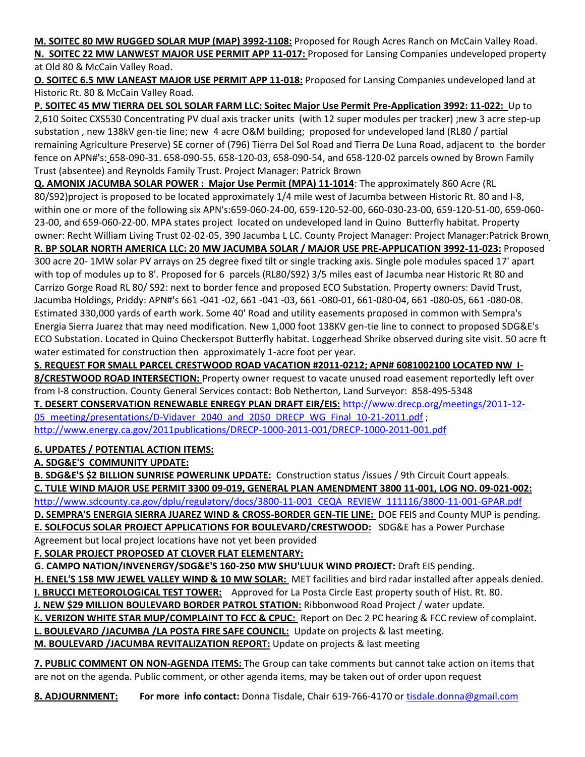**M. SOITEC 80 MW RUGGED SOLAR MUP (MAP) 3992-1108:** Proposed for Rough Acres Ranch on McCain Valley Road.

**N. SOITEC 22 MW LANWEST MAJOR USE PERMIT APP 11-017:** Proposed for Lansing Companies undeveloped property at Old 80 & McCain Valley Road.

**O. SOITEC 6.5 MW LANEAST MAJOR USE PERMIT APP 11-018:** Proposed for Lansing Companies undeveloped land at Historic Rt. 80 & McCain Valley Road.

**P. SOITEC 45 MW TIERRA DEL SOL SOLAR FARM LLC: Soitec Major Use Permit Pre-Application 3992: 11-022:** Up to 2,610 Soitec CXS530 Concentrating PV dual axis tracker units (with 12 super modules per tracker) ;new 3 acre step-up substation , new 138kV gen-tie line; new 4 acre O&M building; proposed for undeveloped land (RL80 / partial remaining Agriculture Preserve) SE corner of (796) Tierra Del Sol Road and Tierra De Luna Road, adjacent to the border fence on APN#'s: 658-090-31. 658-090-55. 658-120-03, 658-090-54, and 658-120-02 parcels owned by Brown Family Trust (absentee) and Reynolds Family Trust. Project Manager: Patrick Brown

**Q. AMONIX JACUMBA SOLAR POWER : Major Use Permit (MPA) 11-1014**: The approximately 860 Acre (RL 80/S92)project is proposed to be located approximately 1/4 mile west of Jacumba between Historic Rt. 80 and I-8, within one or more of the following six APN's:659-060-24-00, 659-120-52-00, 660-030-23-00, 659-120-51-00, 659-060-23-00, and 659-060-22-00. MPA states project located on undeveloped land in Quino Butterfly habitat. Property owner: Recht William Living Trust 02-02-05, 390 Jacumba L LC. County Project Manager: Project Manager:Patrick Brown

**R. BP SOLAR NORTH AMERICA LLC: 20 MW JACUMBA SOLAR / MAJOR USE PRE-APPLICATION 3992-11-023:** Proposed 300 acre 20- 1MW solar PV arrays on 25 degree fixed tilt or single tracking axis. Single pole modules spaced 17' apart with top of modules up to 8'. Proposed for 6 parcels (RL80/S92) 3/5 miles east of Jacumba near Historic Rt 80 and Carrizo Gorge Road RL 80/ S92: next to border fence and proposed ECO Substation. Property owners: David Trust, Jacumba Holdings, Priddy: APN#'s 661 -041 -02, 661 -041 -03, 661 -080-01, 661-080-04, 661 -080-05, 661 -080-08. Estimated 330,000 yards of earth work. Some 40' Road and utility easements proposed in common with Sempra's Energia Sierra Juarez that may need modification. New 1,000 foot 138KV gen-tie line to connect to proposed SDG&E's ECO Substation. Located in Quino Checkerspot Butterfly habitat. Loggerhead Shrike observed during site visit. 50 acre ft water estimated for construction then approximately 1-acre foot per year.

**S. REQUEST FOR SMALL PARCEL CRESTWOOD ROAD VACATION #2011-0212; APN# 6081002100 LOCATED NW I-8/CRESTWOOD ROAD INTERSECTION:** Property owner request to vacate unused road easement reportedly left over from I-8 construction. County General Services contact: Bob Netherton, Land Surveyor: 858-495-5348

**T. DESERT CONSERVATION RENEWABLE ENREGY PLAN DRAFT EIR/EIS:** http://www.drecp.org/meetings/2011-12-05_meeting/presentations/D-Vidaver_2040_and_2050_DRECP_WG_Final_10-21-2011.pdf ; http://www.energy.ca.gov/2011publications/DRECP-1000-2011-001/DRECP-1000-2011-001.pdf

**6. UPDATES / POTENTIAL ACTION ITEMS:**

**A. SDG&E'S COMMUNITY UPDATE:**

**B. SDG&E'S $2 BILLION SUNRISE POWERLINK UPDATE:** Construction status /issues / 9th Circuit Court appeals.

**C. TULE WIND MAJOR USE PERMIT 3300 09-019, GENERAL PLAN AMENDMENT 3800 11-001, LOG NO. 09-021-002:** http://www.sdcounty.ca.gov/dplu/regulatory/docs/3800-11-001_CEQA_REVIEW_111116/3800-11-001-GPAR.pdf

**D. SEMPRA'S ENERGIA SIERRA JUAREZ WIND & CROSS-BORDER GEN-TIE LINE:** DOE FEIS and County MUP is pending.

**E. SOLFOCUS SOLAR PROJECT APPLICATIONS FOR BOULEVARD/CRESTWOOD:** SDG&E has a Power Purchase Agreement but local project locations have not yet been provided

**F. SOLAR PROJECT PROPOSED AT CLOVER FLAT ELEMENTARY:**

**G. CAMPO NATION/INVENERGY/SDG&E'S 160-250 MW SHU'LUUK WIND PROJECT:** Draft EIS pending.

**H. ENEL'S 158 MW JEWEL VALLEY WIND & 10 MW SOLAR:** MET facilities and bird radar installed after appeals denied.

**I. BRUCCI METEOROLOGICAL TEST TOWER:** Approved for La Posta Circle East property south of Hist. Rt. 80.

**J. NEW $29 MILLION BOULEVARD BORDER PATROL STATION:** Ribbonwood Road Project / water update.

**K. VERIZON WHITE STAR MUP/COMPLAINT TO FCC & CPUC:** Report on Dec 2 PC hearing & FCC review of complaint.

**L. BOULEVARD /JACUMBA /LA POSTA FIRE SAFE COUNCIL:** Update on projects & last meeting.

**M. BOULEVARD /JACUMBA REVITALIZATION REPORT:** Update on projects & last meeting

**7. PUBLIC COMMENT ON NON-AGENDA ITEMS:** The Group can take comments but cannot take action on items that are not on the agenda. Public comment, or other agenda items, may be taken out of order upon request

**8. ADJOURNMENT:** **For more info contact:** Donna Tisdale, Chair 619-766-4170 or tisdale.donna@gmail.com